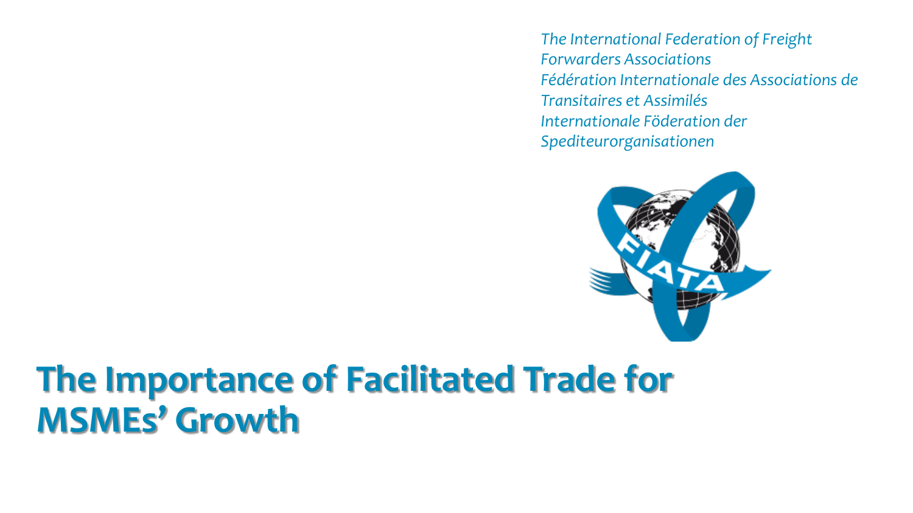*The International Federation of Freight Forwarders Associations*
*Fédération Internationale des Associations de Transitaires et Assimilés*
*Internationale Föderation der Spediteurorganisationen*

# The Importance of Facilitated Trade for MSMEs' Growth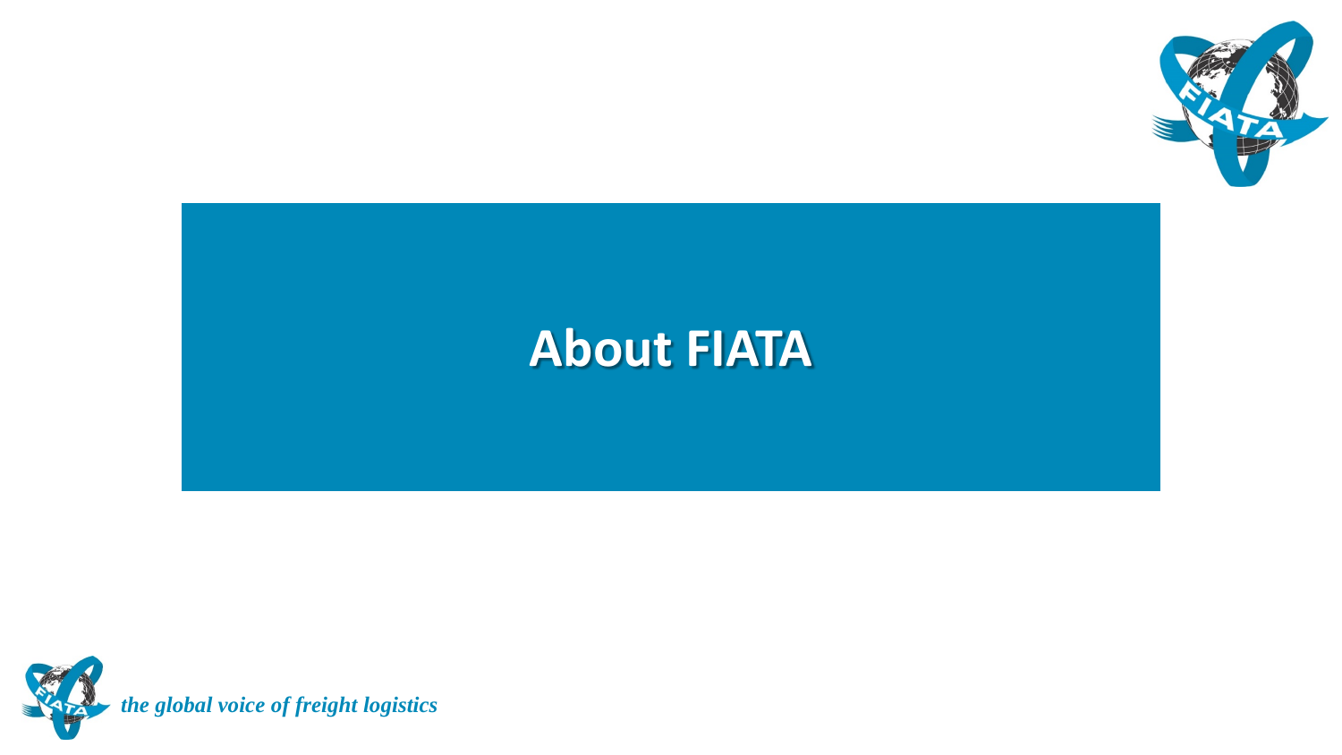# About FIATA

*the global voice of freight logistics*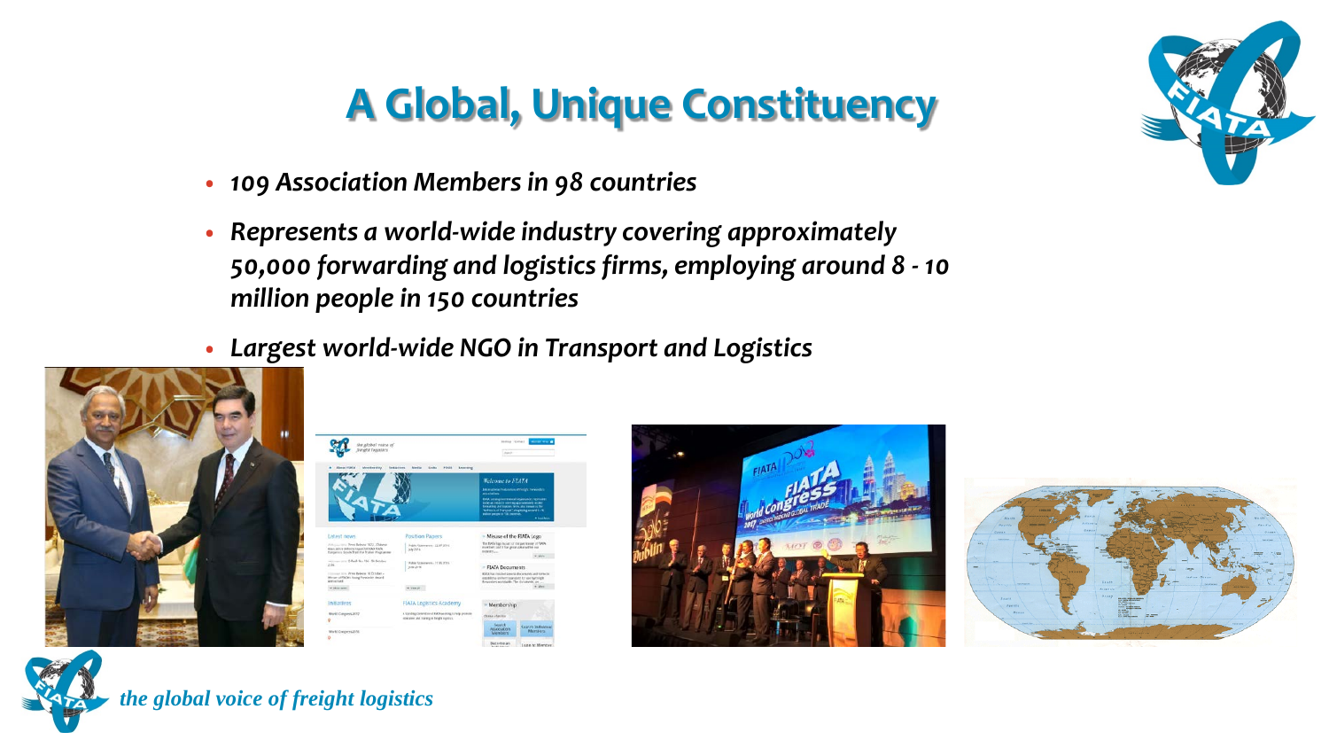# A Global, Unique Constituency

- *109 Association Members in 98 countries*
- *Represents a world-wide industry covering approximately 50,000 forwarding and logistics firms, employing around 8 - 10 million people in 150 countries*
- *Largest world-wide NGO in Transport and Logistics*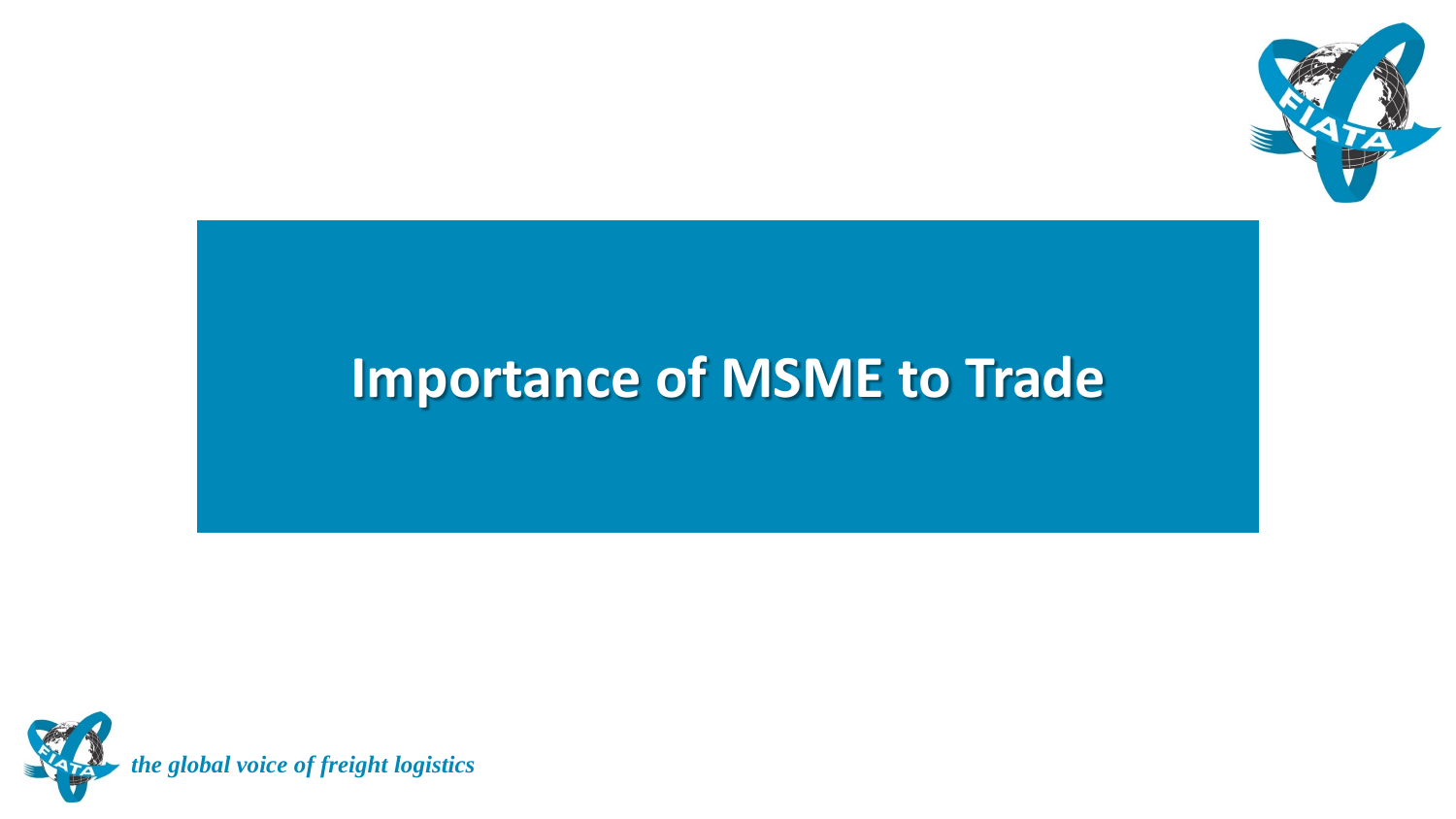# Importance of MSME to Trade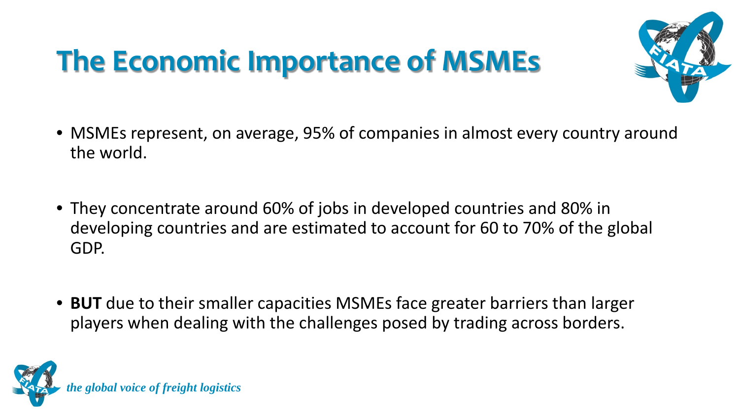# The Economic Importance of MSMEs

- MSMEs represent, on average, 95% of companies in almost every country around the world.

- They concentrate around 60% of jobs in developed countries and 80% in developing countries and are estimated to account for 60 to 70% of the global GDP.

- **BUT** due to their smaller capacities MSMEs face greater barriers than larger players when dealing with the challenges posed by trading across borders.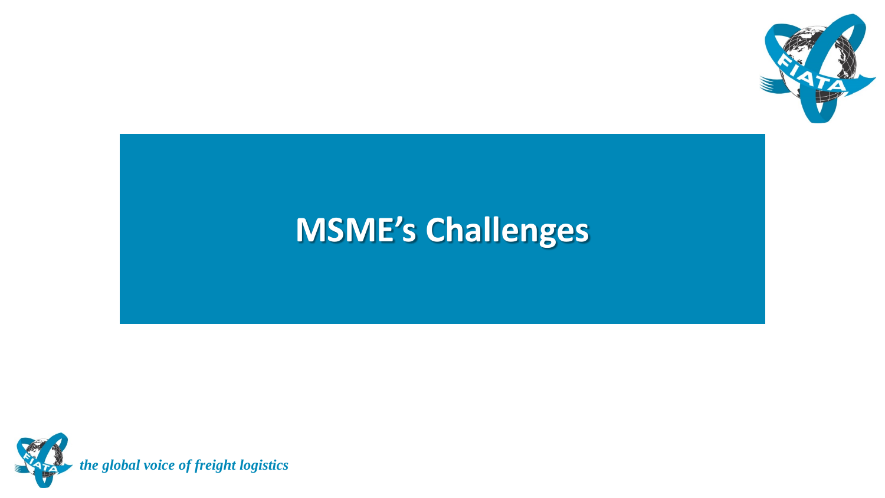# MSME's Challenges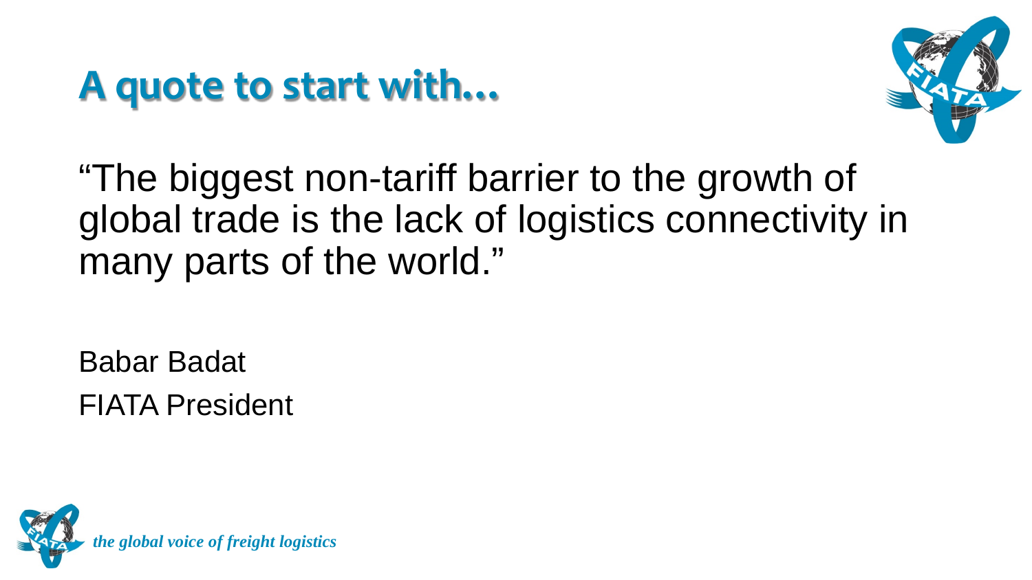# A quote to start with…

“The biggest non-tariff barrier to the growth of global trade is the lack of logistics connectivity in many parts of the world.”

Babar Badat

FIATA President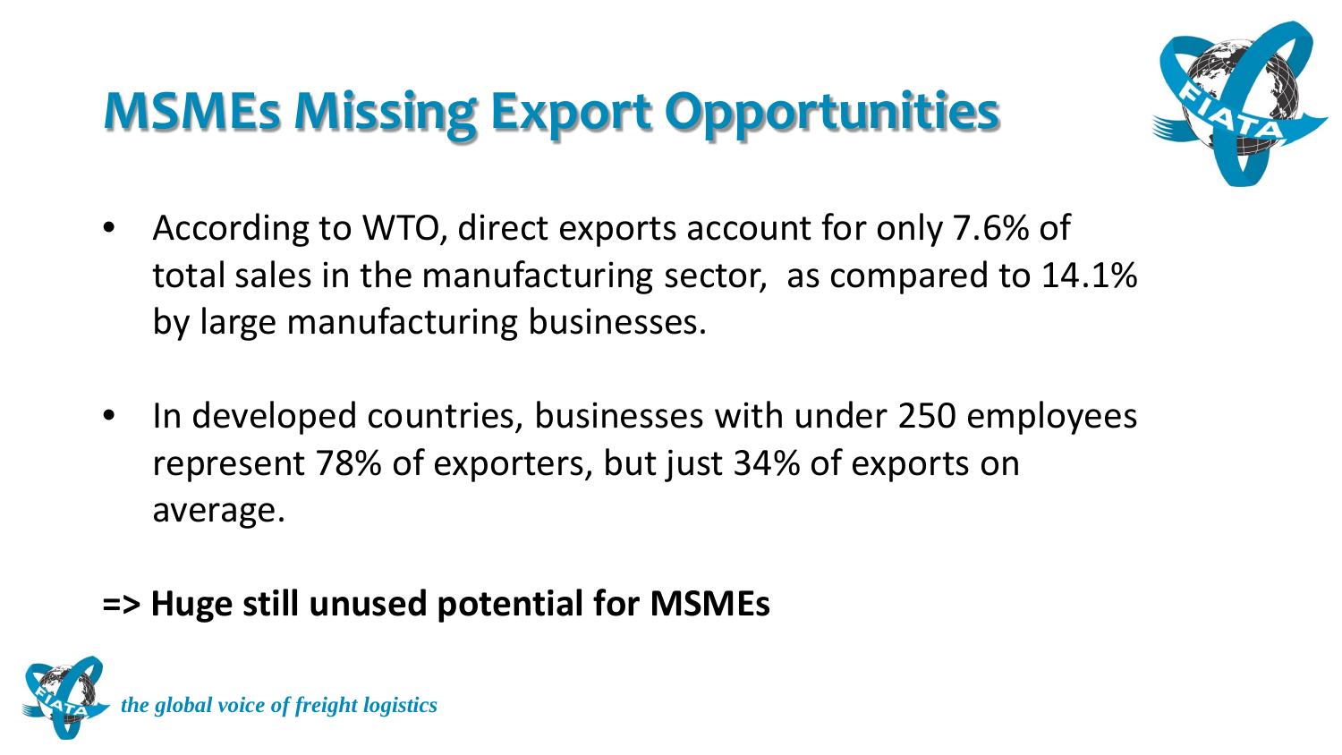# MSMEs Missing Export Opportunities

- According to WTO, direct exports account for only 7.6% of total sales in the manufacturing sector,  as compared to 14.1% by large manufacturing businesses.

- In developed countries, businesses with under 250 employees represent 78% of exporters, but just 34% of exports on average.

**=> Huge still unused potential for MSMEs**

*the global voice of freight logistics*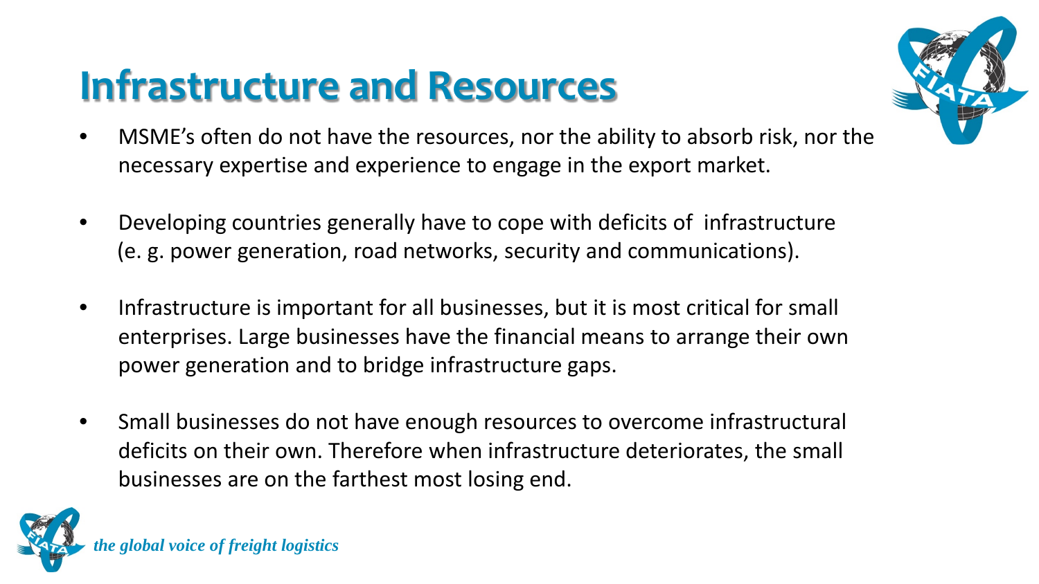# Infrastructure and Resources

- MSME's often do not have the resources, nor the ability to absorb risk, nor the necessary expertise and experience to engage in the export market.

- Developing countries generally have to cope with deficits of infrastructure (e. g. power generation, road networks, security and communications).

- Infrastructure is important for all businesses, but it is most critical for small enterprises. Large businesses have the financial means to arrange their own power generation and to bridge infrastructure gaps.

- Small businesses do not have enough resources to overcome infrastructural deficits on their own. Therefore when infrastructure deteriorates, the small businesses are on the farthest most losing end.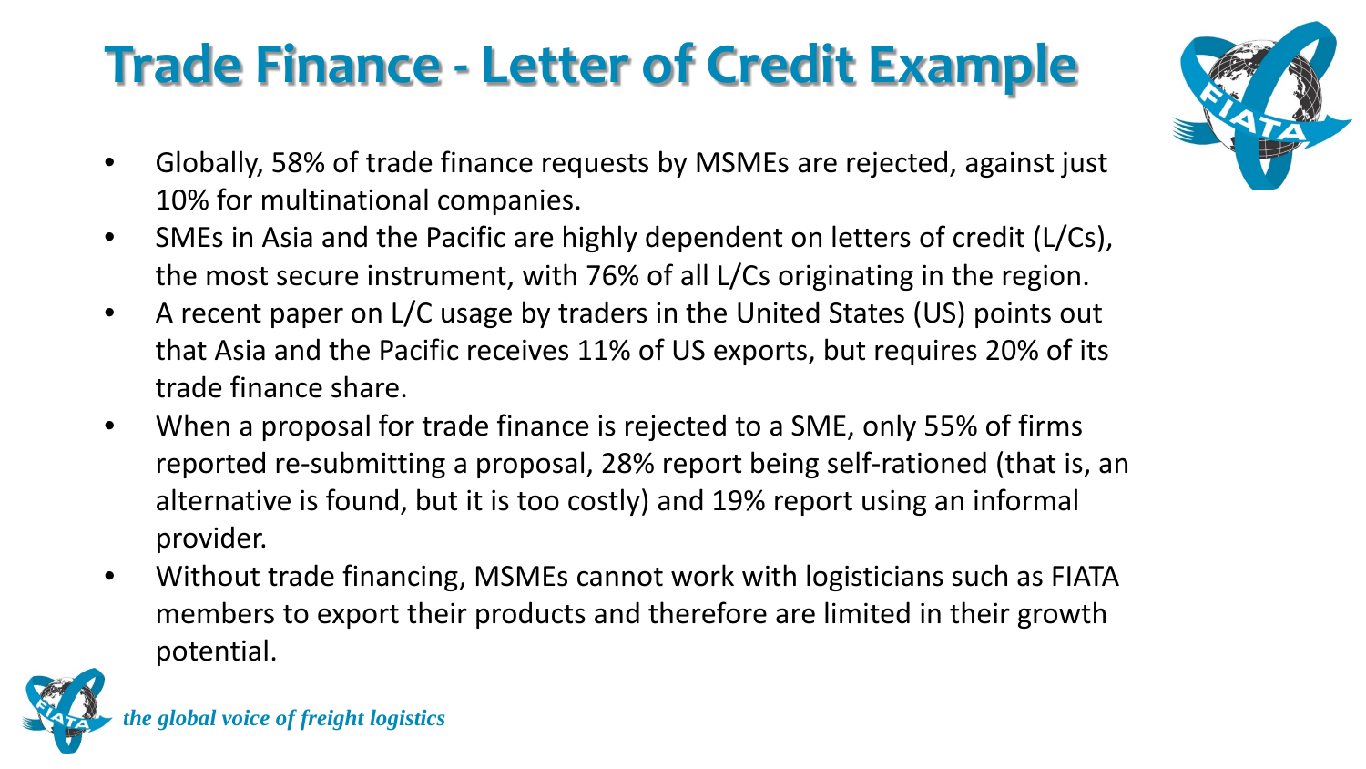# Trade Finance - Letter of Credit Example

- Globally, 58% of trade finance requests by MSMEs are rejected, against just 10% for multinational companies.
- SMEs in Asia and the Pacific are highly dependent on letters of credit (L/Cs), the most secure instrument, with 76% of all L/Cs originating in the region.
- A recent paper on L/C usage by traders in the United States (US) points out that Asia and the Pacific receives 11% of US exports, but requires 20% of its trade finance share.
- When a proposal for trade finance is rejected to a SME, only 55% of firms reported re-submitting a proposal, 28% report being self-rationed (that is, an alternative is found, but it is too costly) and 19% report using an informal provider.
- Without trade financing, MSMEs cannot work with logisticians such as FIATA members to export their products and therefore are limited in their growth potential.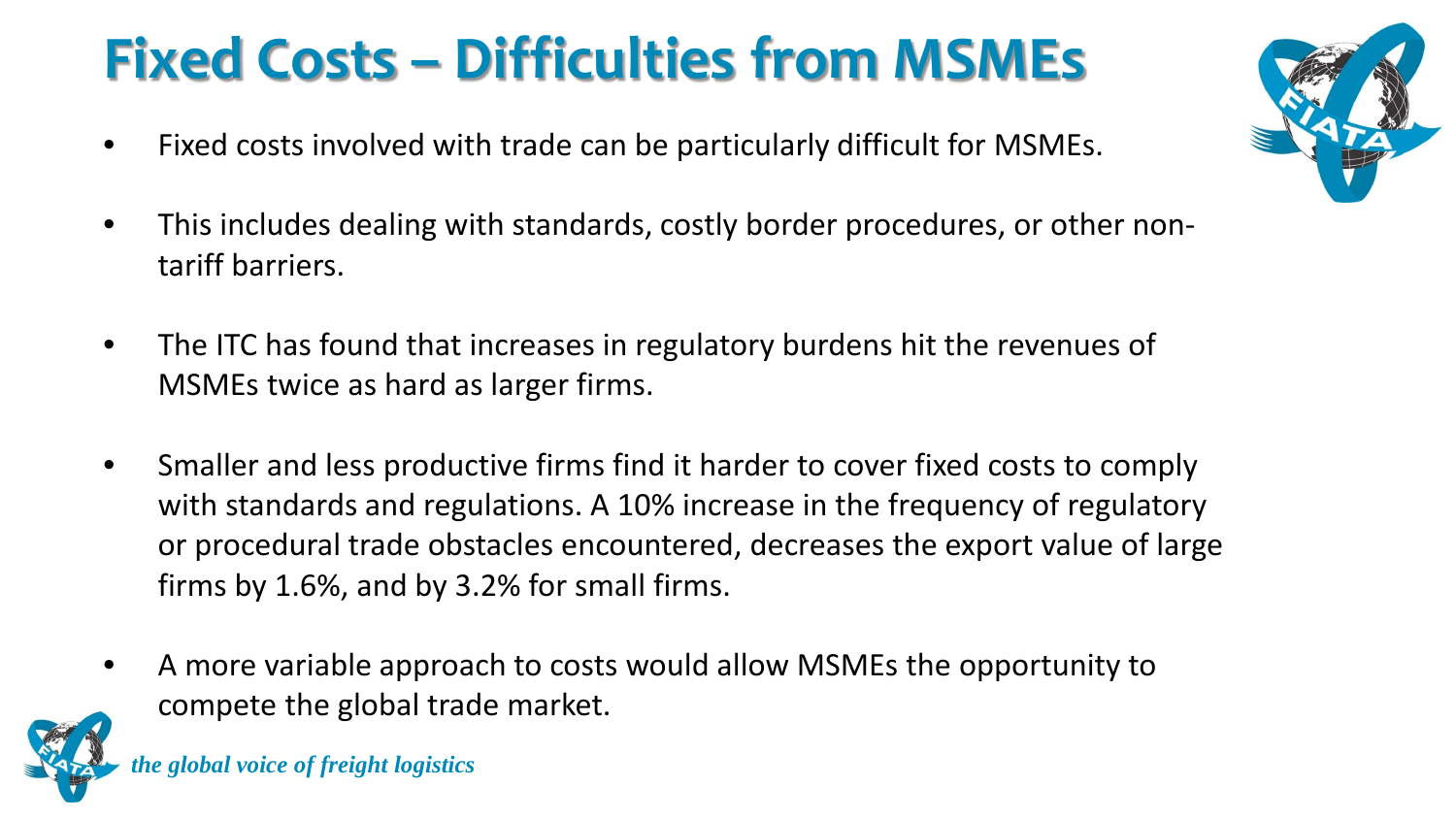# Fixed Costs – Difficulties from MSMEs

- Fixed costs involved with trade can be particularly difficult for MSMEs.
- This includes dealing with standards, costly border procedures, or other non-tariff barriers.
- The ITC has found that increases in regulatory burdens hit the revenues of MSMEs twice as hard as larger firms.
- Smaller and less productive firms find it harder to cover fixed costs to comply with standards and regulations. A 10% increase in the frequency of regulatory or procedural trade obstacles encountered, decreases the export value of large firms by 1.6%, and by 3.2% for small firms.
- A more variable approach to costs would allow MSMEs the opportunity to compete the global trade market.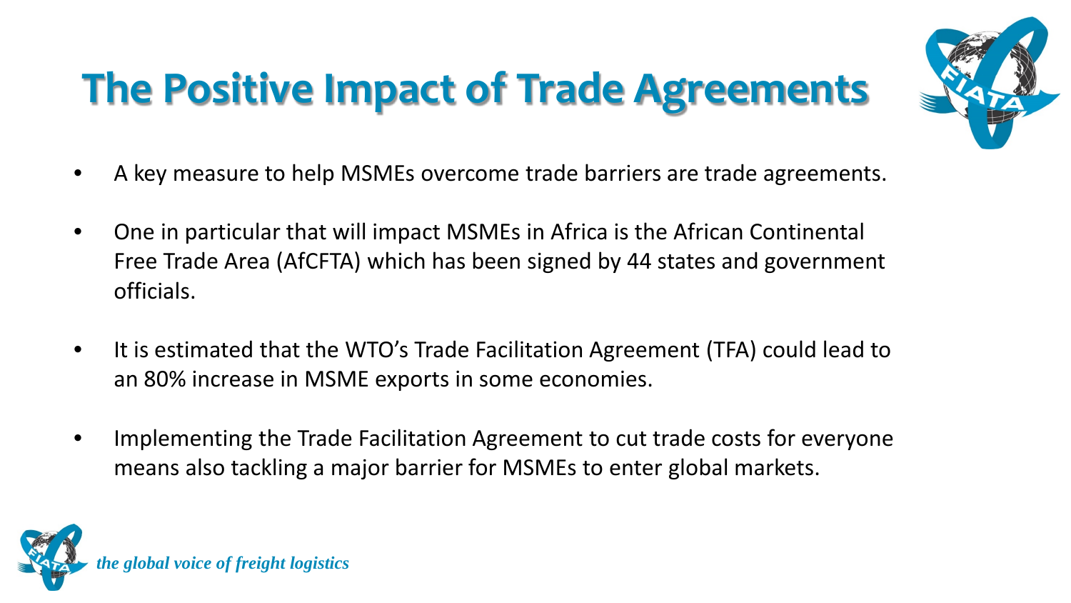# The Positive Impact of Trade Agreements

- A key measure to help MSMEs overcome trade barriers are trade agreements.
- One in particular that will impact MSMEs in Africa is the African Continental Free Trade Area (AfCFTA) which has been signed by 44 states and government officials.
- It is estimated that the WTO's Trade Facilitation Agreement (TFA) could lead to an 80% increase in MSME exports in some economies.
- Implementing the Trade Facilitation Agreement to cut trade costs for everyone means also tackling a major barrier for MSMEs to enter global markets.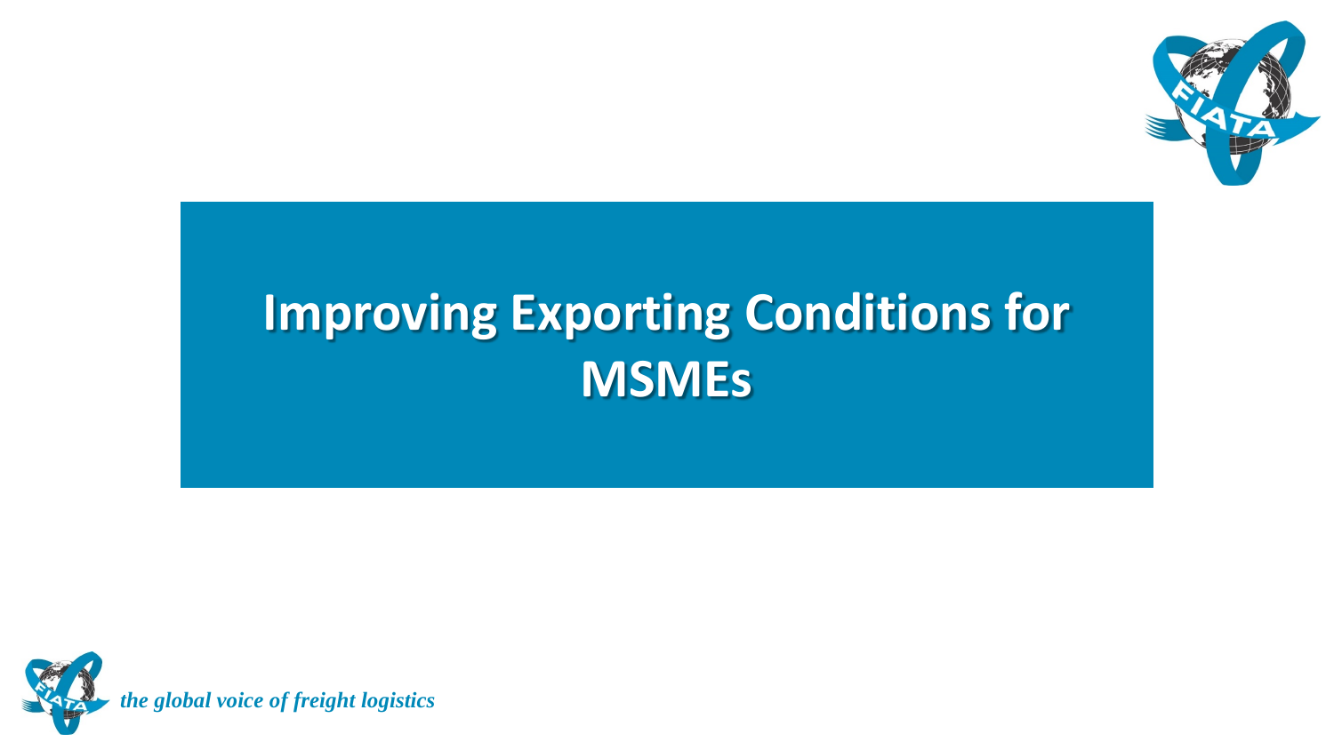# Improving Exporting Conditions for MSMEs

*the global voice of freight logistics*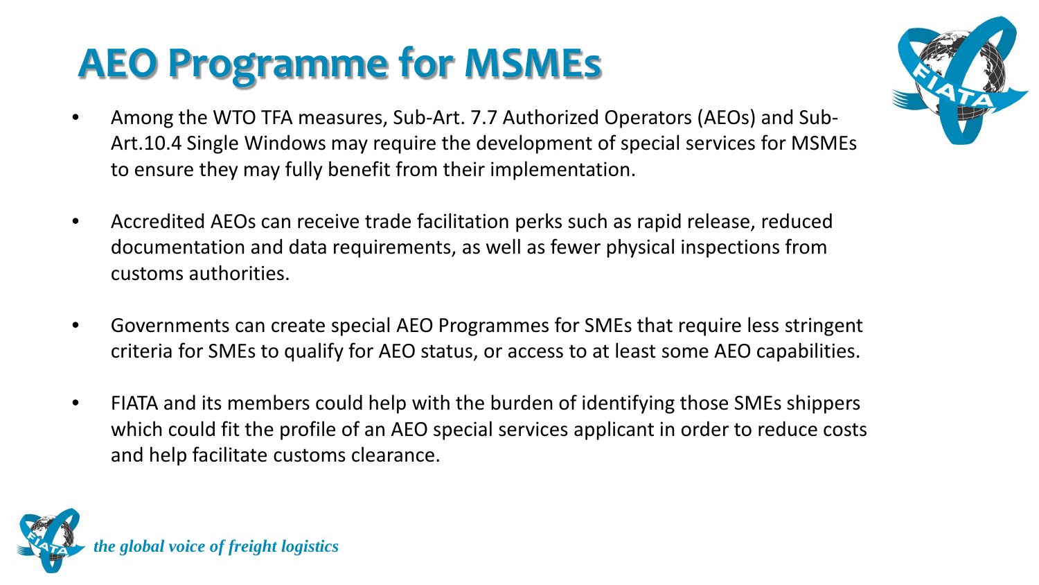# AEO Programme for MSMEs

- Among the WTO TFA measures, Sub-Art. 7.7 Authorized Operators (AEOs) and Sub-Art.10.4 Single Windows may require the development of special services for MSMEs to ensure they may fully benefit from their implementation.
- Accredited AEOs can receive trade facilitation perks such as rapid release, reduced documentation and data requirements, as well as fewer physical inspections from customs authorities.
- Governments can create special AEO Programmes for SMEs that require less stringent criteria for SMEs to qualify for AEO status, or access to at least some AEO capabilities.
- FIATA and its members could help with the burden of identifying those SMEs shippers which could fit the profile of an AEO special services applicant in order to reduce costs and help facilitate customs clearance.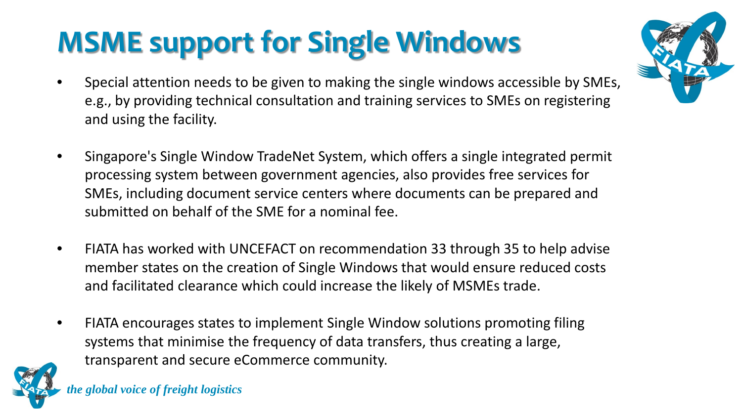# MSME support for Single Windows

- Special attention needs to be given to making the single windows accessible by SMEs, e.g., by providing technical consultation and training services to SMEs on registering and using the facility.

- Singapore's Single Window TradeNet System, which offers a single integrated permit processing system between government agencies, also provides free services for SMEs, including document service centers where documents can be prepared and submitted on behalf of the SME for a nominal fee.

- FIATA has worked with UNCEFACT on recommendation 33 through 35 to help advise member states on the creation of Single Windows that would ensure reduced costs and facilitated clearance which could increase the likely of MSMEs trade.

- FIATA encourages states to implement Single Window solutions promoting filing systems that minimise the frequency of data transfers, thus creating a large, transparent and secure eCommerce community.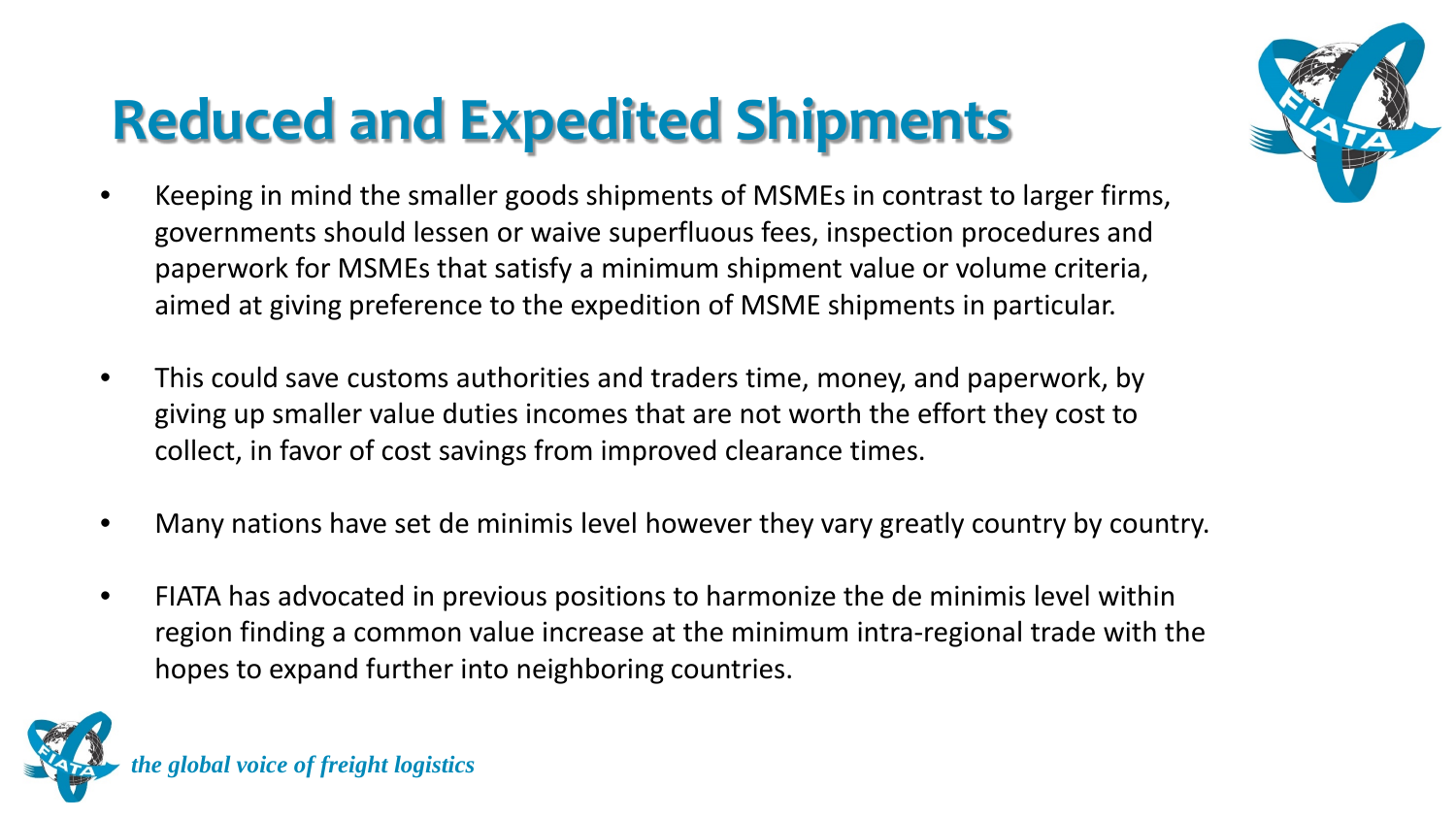# Reduced and Expedited Shipments

- Keeping in mind the smaller goods shipments of MSMEs in contrast to larger firms, governments should lessen or waive superfluous fees, inspection procedures and paperwork for MSMEs that satisfy a minimum shipment value or volume criteria, aimed at giving preference to the expedition of MSME shipments in particular.
- This could save customs authorities and traders time, money, and paperwork, by giving up smaller value duties incomes that are not worth the effort they cost to collect, in favor of cost savings from improved clearance times.
- Many nations have set de minimis level however they vary greatly country by country.
- FIATA has advocated in previous positions to harmonize the de minimis level within region finding a common value increase at the minimum intra-regional trade with the hopes to expand further into neighboring countries.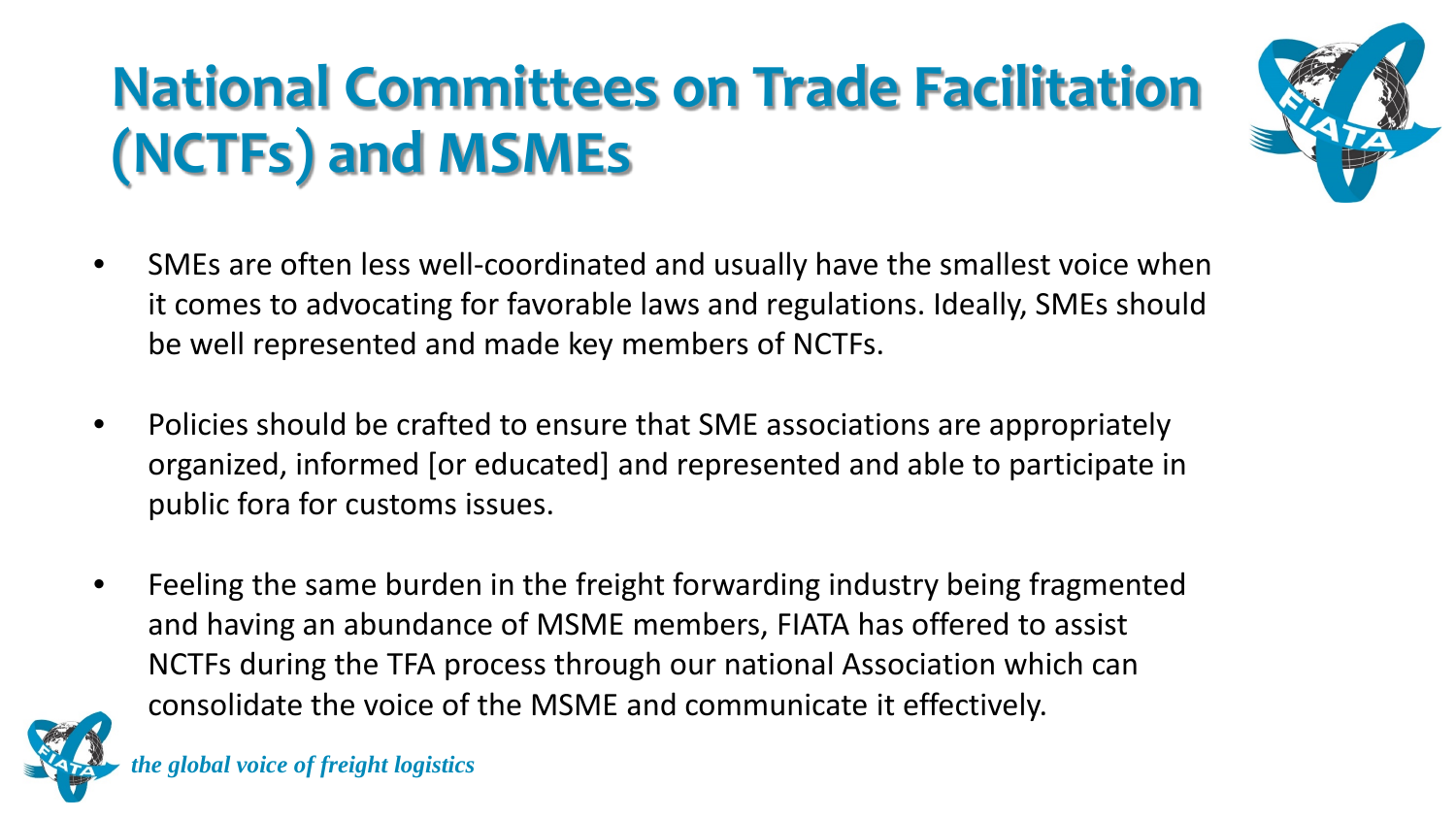# National Committees on Trade Facilitation (NCTFs) and MSMEs

- SMEs are often less well-coordinated and usually have the smallest voice when it comes to advocating for favorable laws and regulations. Ideally, SMEs should be well represented and made key members of NCTFs.

- Policies should be crafted to ensure that SME associations are appropriately organized, informed [or educated] and represented and able to participate in public fora for customs issues.

- Feeling the same burden in the freight forwarding industry being fragmented and having an abundance of MSME members, FIATA has offered to assist NCTFs during the TFA process through our national Association which can consolidate the voice of the MSME and communicate it effectively.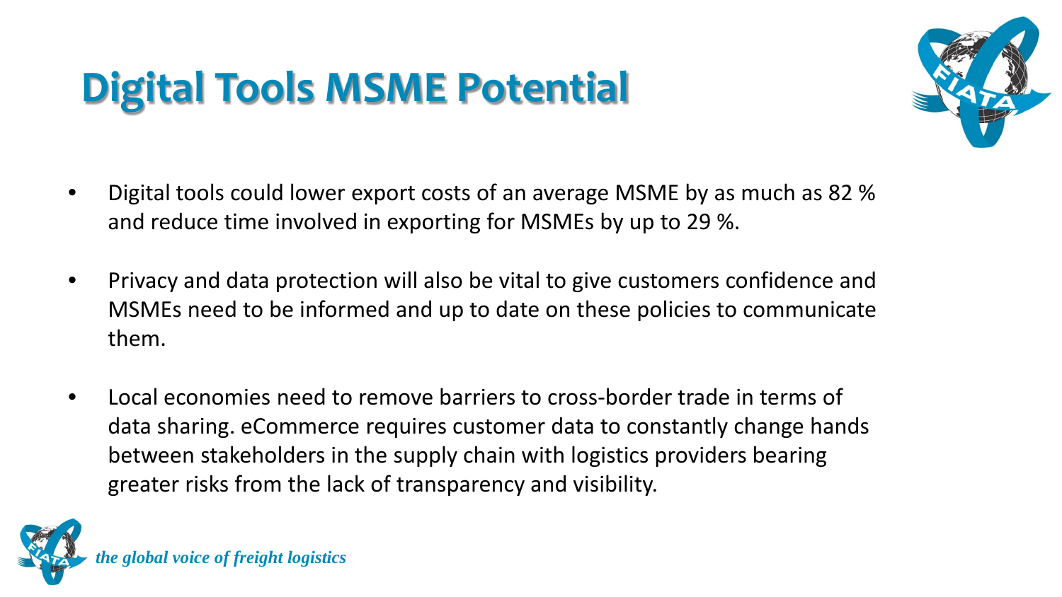# Digital Tools MSME Potential

- Digital tools could lower export costs of an average MSME by as much as 82 % and reduce time involved in exporting for MSMEs by up to 29 %.
- Privacy and data protection will also be vital to give customers confidence and MSMEs need to be informed and up to date on these policies to communicate them.
- Local economies need to remove barriers to cross-border trade in terms of data sharing. eCommerce requires customer data to constantly change hands between stakeholders in the supply chain with logistics providers bearing greater risks from the lack of transparency and visibility.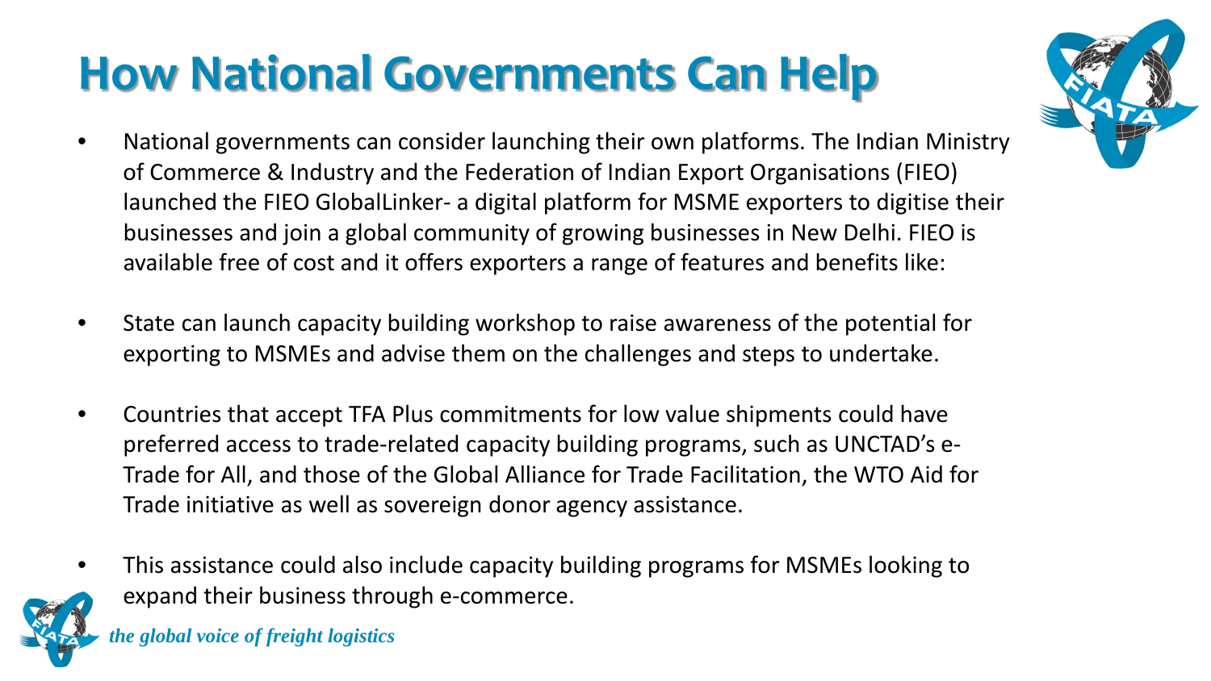# How National Governments Can Help

- National governments can consider launching their own platforms. The Indian Ministry of Commerce & Industry and the Federation of Indian Export Organisations (FIEO) launched the FIEO GlobalLinker- a digital platform for MSME exporters to digitise their businesses and join a global community of growing businesses in New Delhi. FIEO is available free of cost and it offers exporters a range of features and benefits like:

- State can launch capacity building workshop to raise awareness of the potential for exporting to MSMEs and advise them on the challenges and steps to undertake.

- Countries that accept TFA Plus commitments for low value shipments could have preferred access to trade-related capacity building programs, such as UNCTAD's e-Trade for All, and those of the Global Alliance for Trade Facilitation, the WTO Aid for Trade initiative as well as sovereign donor agency assistance.

- This assistance could also include capacity building programs for MSMEs looking to expand their business through e-commerce.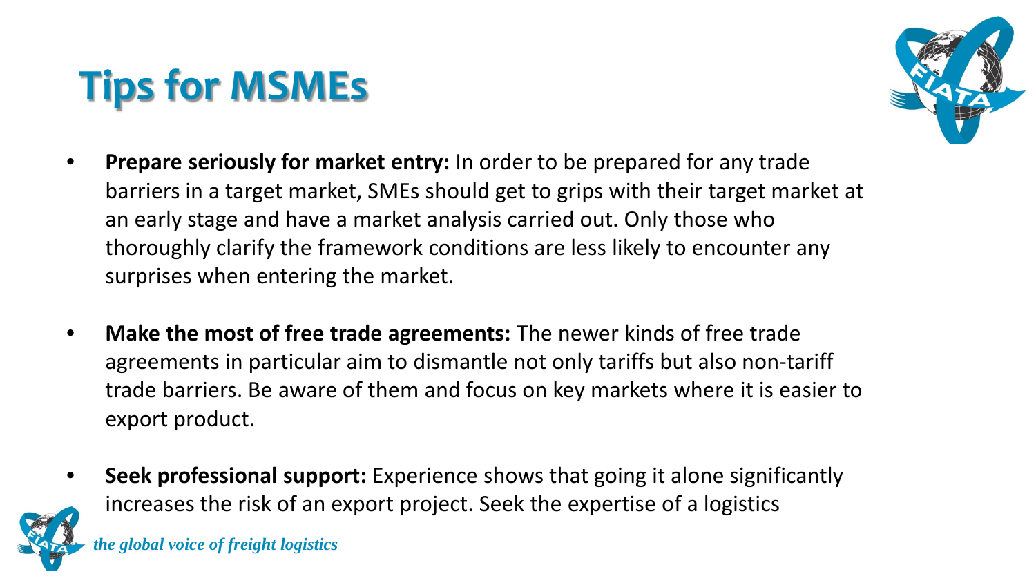# Tips for MSMEs

- **Prepare seriously for market entry:** In order to be prepared for any trade barriers in a target market, SMEs should get to grips with their target market at an early stage and have a market analysis carried out. Only those who thoroughly clarify the framework conditions are less likely to encounter any surprises when entering the market.

- **Make the most of free trade agreements:** The newer kinds of free trade agreements in particular aim to dismantle not only tariffs but also non-tariff trade barriers. Be aware of them and focus on key markets where it is easier to export product.

- **Seek professional support:** Experience shows that going it alone significantly increases the risk of an export project. Seek the expertise of a logistics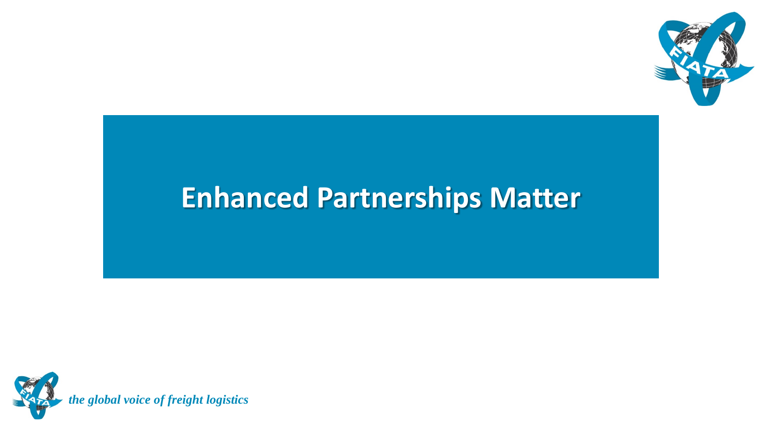# Enhanced Partnerships Matter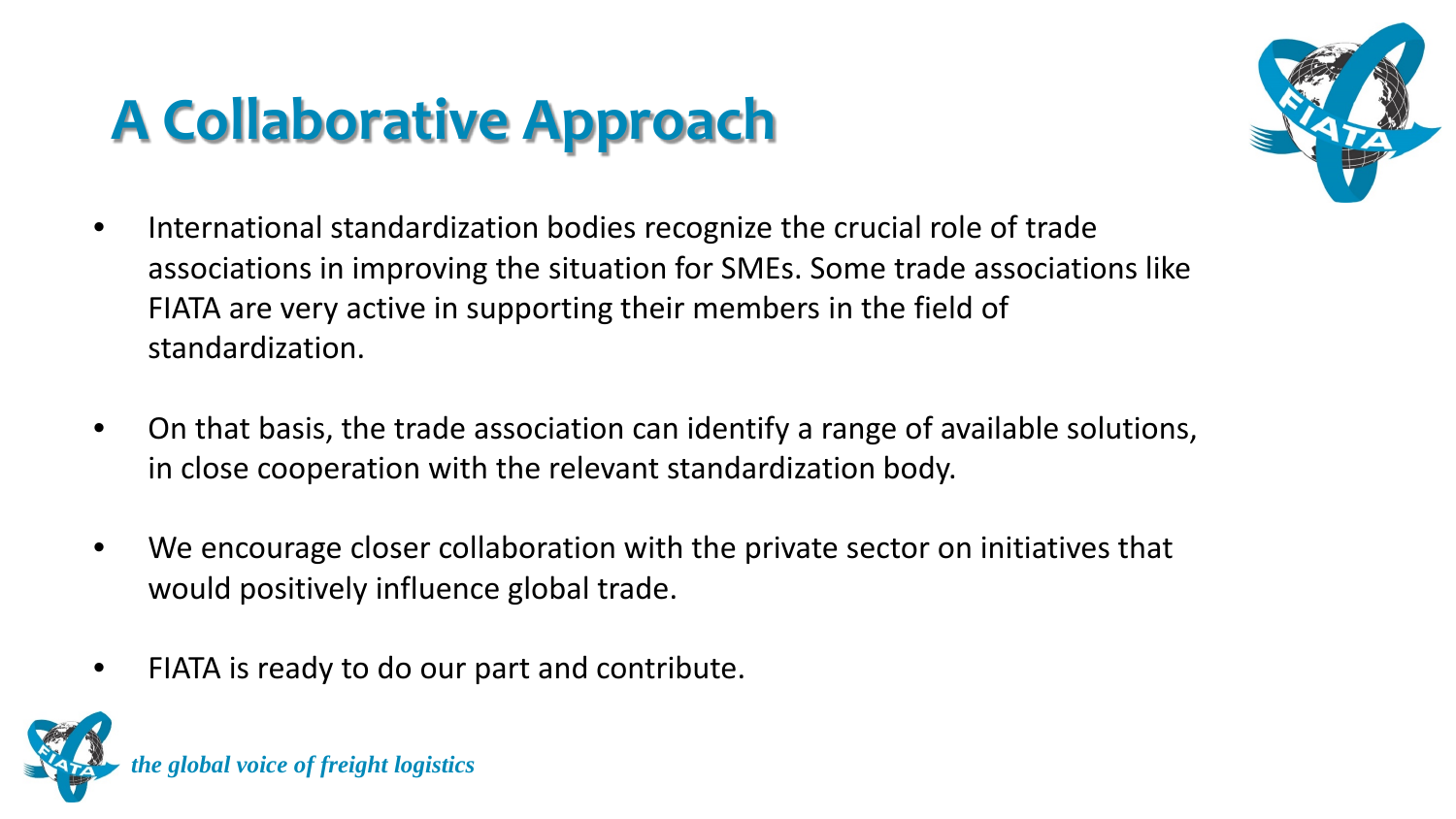# A Collaborative Approach

- International standardization bodies recognize the crucial role of trade associations in improving the situation for SMEs. Some trade associations like FIATA are very active in supporting their members in the field of standardization.

- On that basis, the trade association can identify a range of available solutions, in close cooperation with the relevant standardization body.

- We encourage closer collaboration with the private sector on initiatives that would positively influence global trade.

- FIATA is ready to do our part and contribute.

*the global voice of freight logistics*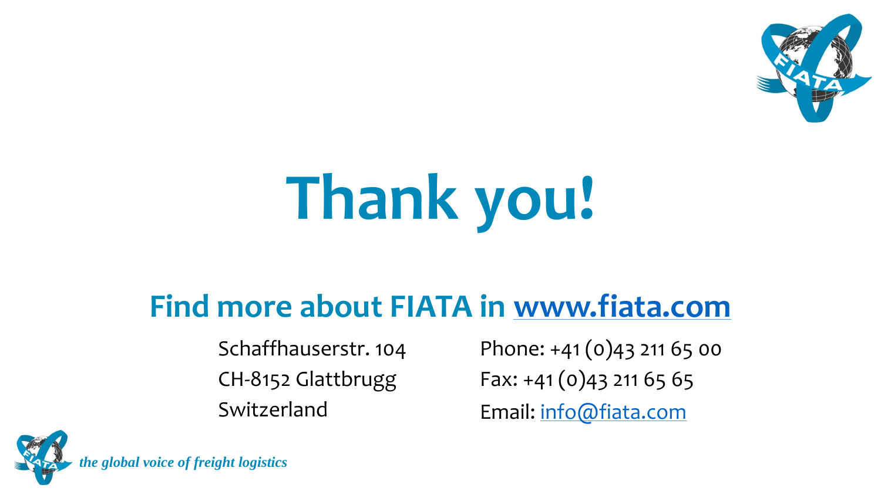# Thank you!

## Find more about FIATA in www.fiata.com

Schaffhauserstr. 104
CH-8152 Glattbrugg
Switzerland

Phone: +41 (0)43 211 65 00
Fax: +41 (0)43 211 65 65
Email: info@fiata.com

*the global voice of freight logistics*